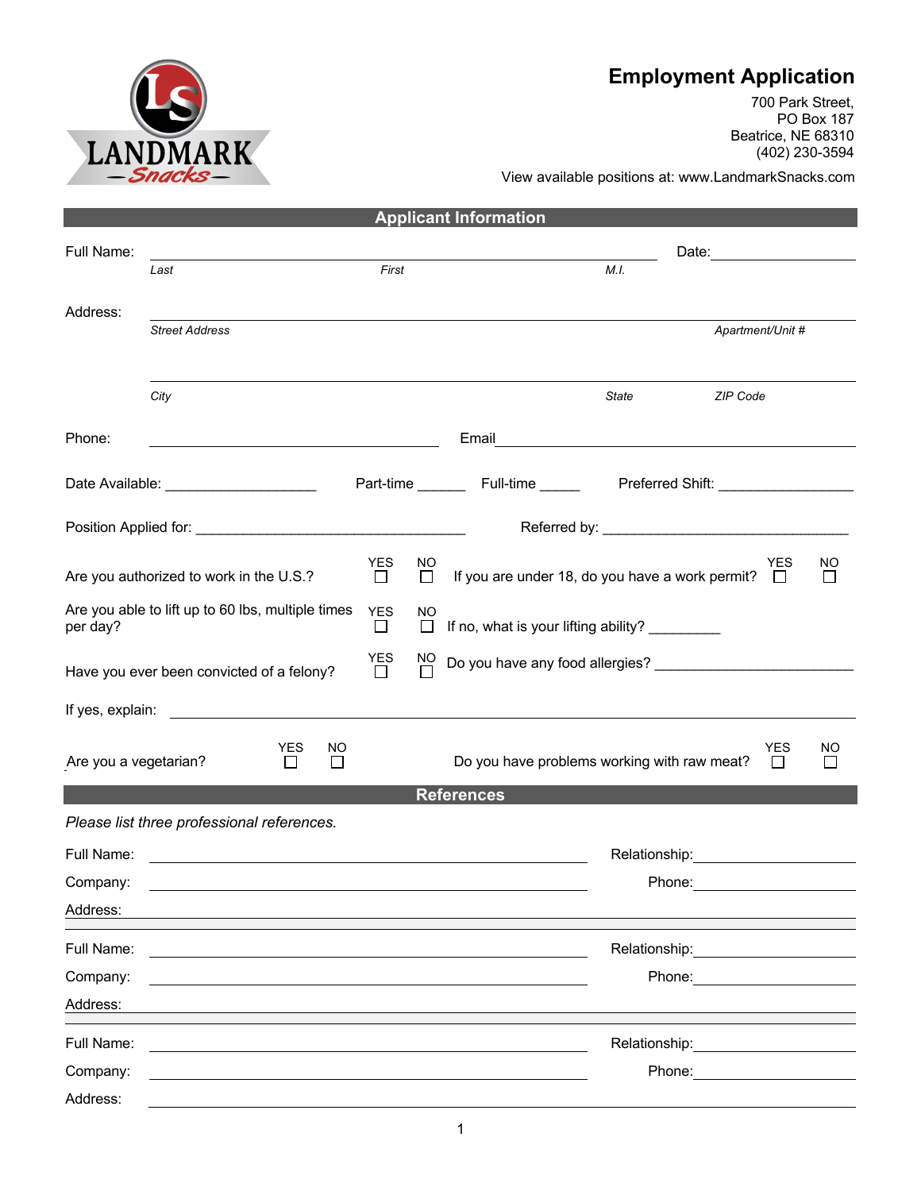LANDMARK Snacks

# Employment Application

700 Park Street,
PO Box 187
Beatrice, NE 68310
(402) 230-3594

View available positions at: www.LandmarkSnacks.com

## Applicant Information

Full Name: ______________________________________________ Date: ______________
*Last* *First* *M.I.*

Address: ______________________________________________________________
*Street Address* *Apartment/Unit #*

______________________________________________________________
*City* *State* *ZIP Code*

Phone: ______________________ Email ______________________________

Date Available: ___________________ Part-time ______ Full-time _____ Preferred Shift: _________________

Position Applied for: __________________________________ Referred by: _______________________________

Are you authorized to work in the U.S.? YES ☐ NO ☐ If you are under 18, do you have a work permit? YES ☐ NO ☐

Are you able to lift up to 60 lbs, multiple times per day? YES ☐ NO ☐ If no, what is your lifting ability? _________

Have you ever been convicted of a felony? YES ☐ NO ☐ Do you have any food allergies? ________________________

If yes, explain: ______________________________________________________________

Are you a vegetarian? YES ☐ NO ☐ Do you have problems working with raw meat? YES ☐ NO ☐

## References

*Please list three professional references.*

Full Name: ______________________________ Relationship: ______________
Company: ______________________________ Phone: ______________
Address: ______________________________________________________________

Full Name: ______________________________ Relationship: ______________
Company: ______________________________ Phone: ______________
Address: ______________________________________________________________

Full Name: ______________________________ Relationship: ______________
Company: ______________________________ Phone: ______________
Address: ______________________________________________________________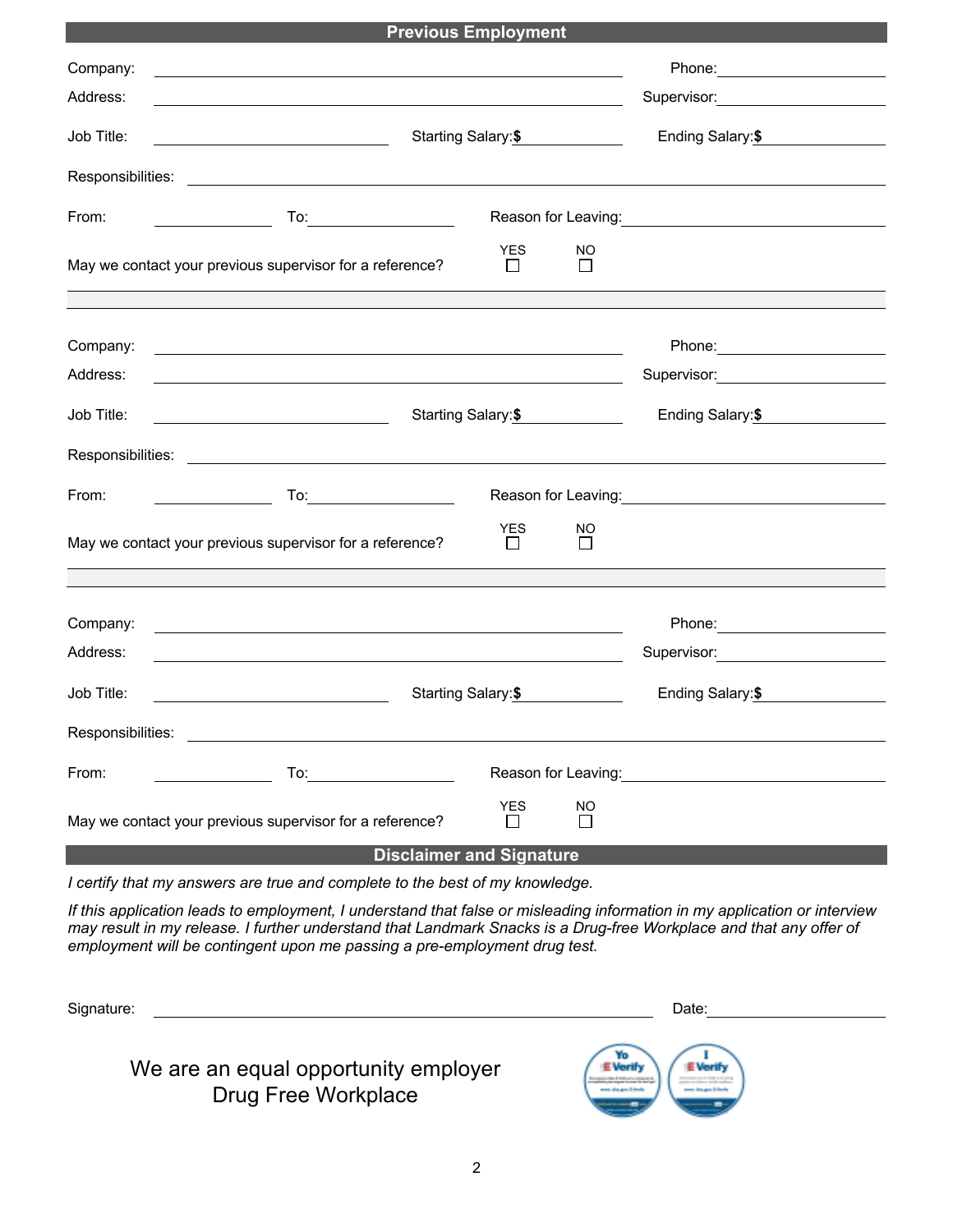## Previous Employment

Company: ______________________________ Phone: ______________

Address: ______________________________ Supervisor: ______________

Job Title: ______________ Starting Salary: $__________ Ending Salary: $__________

Responsibilities: ______________________________________________

From: __________ To: __________ Reason for Leaving: ______________

May we contact your previous supervisor for a reference? YES ☐ NO ☐

Company: ______________________________ Phone: ______________

Address: ______________________________ Supervisor: ______________

Job Title: ______________ Starting Salary: $__________ Ending Salary: $__________

Responsibilities: ______________________________________________

From: __________ To: __________ Reason for Leaving: ______________

May we contact your previous supervisor for a reference? YES ☐ NO ☐

Company: ______________________________ Phone: ______________

Address: ______________________________ Supervisor: ______________

Job Title: ______________ Starting Salary: $__________ Ending Salary: $__________

Responsibilities: ______________________________________________

From: __________ To: __________ Reason for Leaving: ______________

May we contact your previous supervisor for a reference? YES ☐ NO ☐

## Disclaimer and Signature

*I certify that my answers are true and complete to the best of my knowledge.*

*If this application leads to employment, I understand that false or misleading information in my application or interview may result in my release. I further understand that Landmark Snacks is a Drug-free Workplace and that any offer of employment will be contingent upon me passing a pre-employment drug test.*

Signature: ______________________________ Date: ______________

We are an equal opportunity employer
Drug Free Workplace

Yo E-Verify

I E-Verify